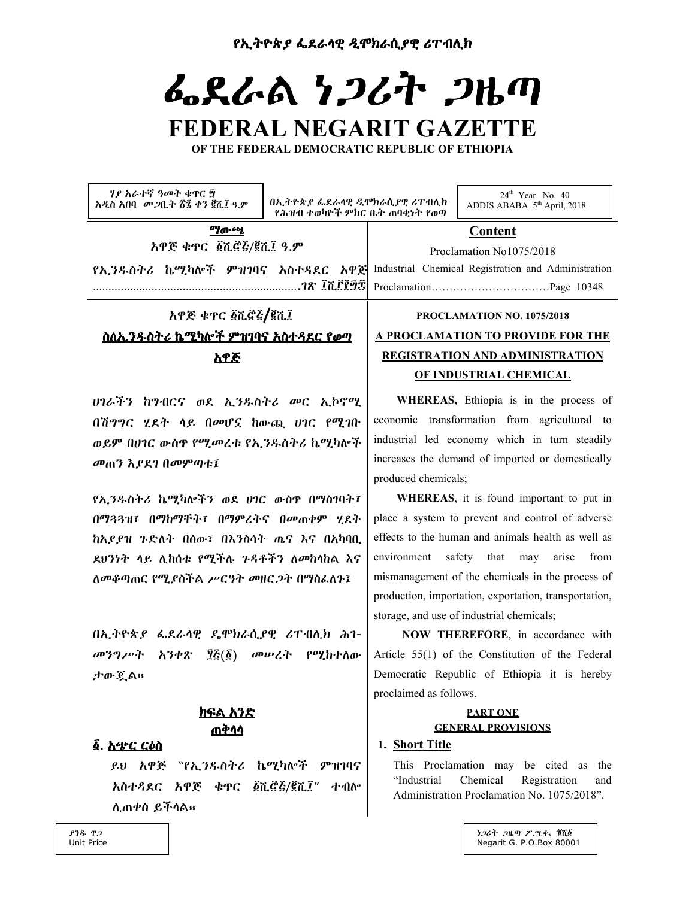# የኢትዮጵያ ፌደራላዊ ዲሞክራሲያዊ ሪፐብሊክ

# ፌደራል ነጋሪት ጋዜጣ

# FEDERAL NEGARIT GAZETTE

**OF THE FEDERAL DEMOCRATIC REPUBLIC OF ETHIOPIA**

| ሃያ አራተኛ ዓመት ቁጥር ፵ አዲስ አበባ መጋቢት ፳፯ ቀን ፪ሺ፲ ዓ.ም | በኢትዮጵያ ፌደራላዊ ዲሞክራሲያዊ ሪፐብሊክ የሕዝብ ተወካዮች ምክር ቤት ጠባቂነት የወጣ | 24th Year No. 40 ADDIS ABABA 5th April, 2018 |
|---|---|---|

## ማውጫ

አዋጅ ቁጥር ፩ሺ፸፭/፪ሺ፲ ዓ.ም

የኢንዱስትሪ ኬሚካሎች ምዝገባና አስተዳደር አዋጅ ..................................................................ገጽ ፲ሺ፫፻፵፰

## Content

Proclamation No1075/2018

Industrial Chemical Registration and Administration Proclamation……………………………Page 10348

## አዋጅ ቁጥር ፩ሺ፸፭/፪ሺ፲

## ስለኢንዱስትሪ ኬሚካሎች ምዝገባና አስተዳደር የወጣ አዋጅ

ሀገራችን ከግብርና ወደ ኢንዱስትሪ መር ኢኮኖሚ በሽግግር ሂደት ላይ በመሆኗ ከውጪ ሀገር የሚገቡ ወይም በሀገር ውስጥ የሚመረቱ የኢንዱስትሪ ኬሚካሎች መጠን እያደገ በመምጣቱ፤

የኢንዱስትሪ ኬሚካሎችን ወደ ሀገር ውስጥ በማስገባት፣ በማጓጓዝ፣ በማከማቸት፣ በማምረትና በመጠቀም ሂደት ከአያያዝ ጉድለት በሰው፣ በእንስሳት ጤና እና በአካባቢ ደህንነት ላይ ሊከሰቱ የሚችሉ ጉዳቶችን ለመከላከል እና ለመቆጣጠር የሚያስችል ሥርዓት መዘርጋት በማስፈለጉ፤

በኢትዮጵያ ፌደራላዊ ዴሞክራሲያዊ ሪፐብሊክ ሕገ-መንግሥት አንቀጽ ፶፭(፩) መሠረት የሚከተለው ታውጇል።

## ክፍል አንድ

## ጠቅላላ

### ፩. አጭር ርዕስ

ይህ አዋጅ "የኢንዱስትሪ ኬሚካሎች ምዝገባና አስተዳደር አዋጅ ቁጥር ፩ሺ፸፭/፪ሺ፲" ተብሎ ሊጠቀስ ይችላል።

## PROCLAMATION NO. 1075/2018

## A PROCLAMATION TO PROVIDE FOR THE REGISTRATION AND ADMINISTRATION OF INDUSTRIAL CHEMICAL

**WHEREAS,** Ethiopia is in the process of economic transformation from agricultural to industrial led economy which in turn steadily increases the demand of imported or domestically produced chemicals;

**WHEREAS**, it is found important to put in place a system to prevent and control of adverse effects to the human and animals health as well as environment safety that may arise from mismanagement of the chemicals in the process of production, importation, exportation, transportation, storage, and use of industrial chemicals;

**NOW THEREFORE**, in accordance with Article 55(1) of the Constitution of the Federal Democratic Republic of Ethiopia it is hereby proclaimed as follows.

## PART ONE

## GENERAL PROVISIONS

### 1. Short Title

This Proclamation may be cited as the "Industrial Chemical Registration and Administration Proclamation No. 1075/2018".

ያንዱ ዋጋ
Unit Price

ነጋሪት ጋዜጣ ፖ.ሣ.ቁ. ፹ሺ፩
Negarit G. P.O.Box 80001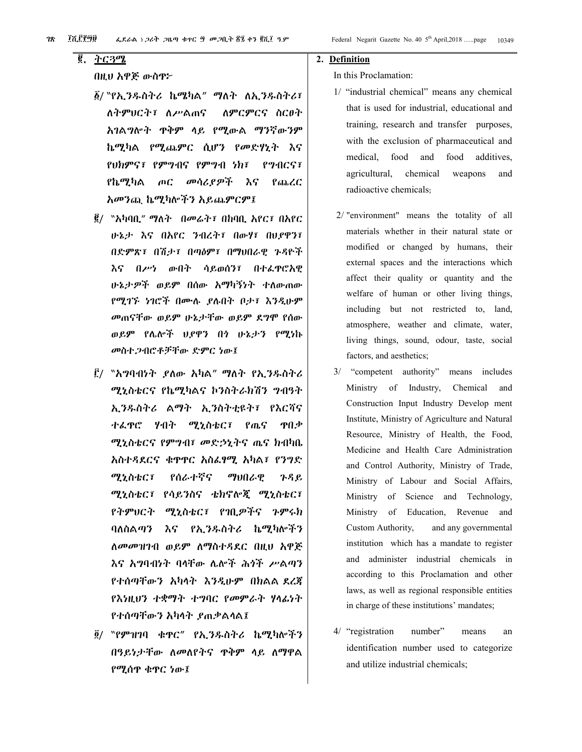## ፪. ትርጓሜ

በዚህ አዋጅ ውስጥ፦

፩/ "የኢንዱስትሪ ኬሚካል" ማለት ለኢንዱስትሪ፣ ለትምህርት፣ ለሥልጠና ለምርምርና ስርፀት አገልግሎት ጥቅም ላይ የሚውል ማንኛውንም ኬሚካል የሚጨምር ሲሆን የመድሃኒት እና የህክምና፣ የምግብና የምግብ ነክ፣ የግብርና፣ የኬሚካል ጦር መሳሪያዎች እና የጨረር አመንጪ ኬሚካሎችን አይጨምርም፤

፪/ "አካባቢ" ማለት በመሬት፣ በከባቢ አየር፣ በአየር ሁኔታ እና በአየር ንብረት፣ በውሃ፣ በህያዋን፣ በድምጽ፣ በሽታ፣ በጣዕም፣ በማህበራዊ ጉዳዮች እና በሥነ ውበት ሳይወሰን፣ በተፈጥሮአዊ ሁኔታዎች ወይም በሰው አማካኝነት ተለውጠው የሚገኙ ነገሮች በሙሉ ያሉበት ቦታ፣ እንዲሁም መጠናቸው ወይም ሁኔታቸው ወይም ደግሞ የሰው ወይም የሌሎች ህያዋን በጎ ሁኔታን የሚነኩ መስተጋብሮቶቻቸው ድምር ነው፤

፫/ "አግባብነት ያለው አካል" ማለት የኢንዱስትሪ ሚኒስቴርና የኬሚካልና ኮንስትራክሽን ግብዓት ኢንዱስትሪ ልማት ኢንስቲቲዩት፣ የእርሻና ተፈጥሮ ሃብት ሚኒስቴር፣ የጤና ጥበቃ ሚኒስቴርና የምግብ፣ መድኃኒትና ጤና ክብካቤ አስተዳደርና ቁጥጥር አስፈፃሚ አካል፣ የንግድ ሚኒስቴር፣ የሰራተኛና ማህበራዊ ጉዳይ ሚኒስቴር፣ የሳይንስና ቴክኖሎጂ ሚኒስቴር፣ የትምህርት ሚኒስቴር፣ የገቢዎችና ጉምሩክ ባለስልጣን እና የኢንዱስትሪ ኬሚካሎችን ለመመዝገብ ወይም ለማስተዳደር በዚህ አዋጅ እና አግባብነት ባላቸው ሌሎች ሕጎች ሥልጣን የተሰጣቸውን አካላት እንዲሁም በክልል ደረጃ የእነዚህን ተቋማት ተግባር የመምራት ሃላፊነት የተሰጣቸውን አካላት ያጠቃልላል፤

፬/ "የምዝገባ ቁጥር" የኢንዱስትሪ ኬሚካሎችን በዓይነታቸው ለመለየትና ጥቅም ላይ ለማዋል የሚሰጥ ቁጥር ነው፤

## 2. Definition

In this Proclamation:

1/ "industrial chemical" means any chemical that is used for industrial, educational and training, research and transfer purposes, with the exclusion of pharmaceutical and medical, food and food additives, agricultural, chemical weapons and radioactive chemicals;

2/ "environment" means the totality of all materials whether in their natural state or modified or changed by humans, their external spaces and the interactions which affect their quality or quantity and the welfare of human or other living things, including but not restricted to, land, atmosphere, weather and climate, water, living things, sound, odour, taste, social factors, and aesthetics;

3/ "competent authority" means includes Ministry of Industry, Chemical and Construction Input Industry Develop ment Institute, Ministry of Agriculture and Natural Resource, Ministry of Health, the Food, Medicine and Health Care Administration and Control Authority, Ministry of Trade, Ministry of Labour and Social Affairs, Ministry of Science and Technology, Ministry of Education, Revenue and Custom Authority, and any governmental institution which has a mandate to register and administer industrial chemicals in according to this Proclamation and other laws, as well as regional responsible entities in charge of these institutions' mandates;

4/ "registration number" means an identification number used to categorize and utilize industrial chemicals;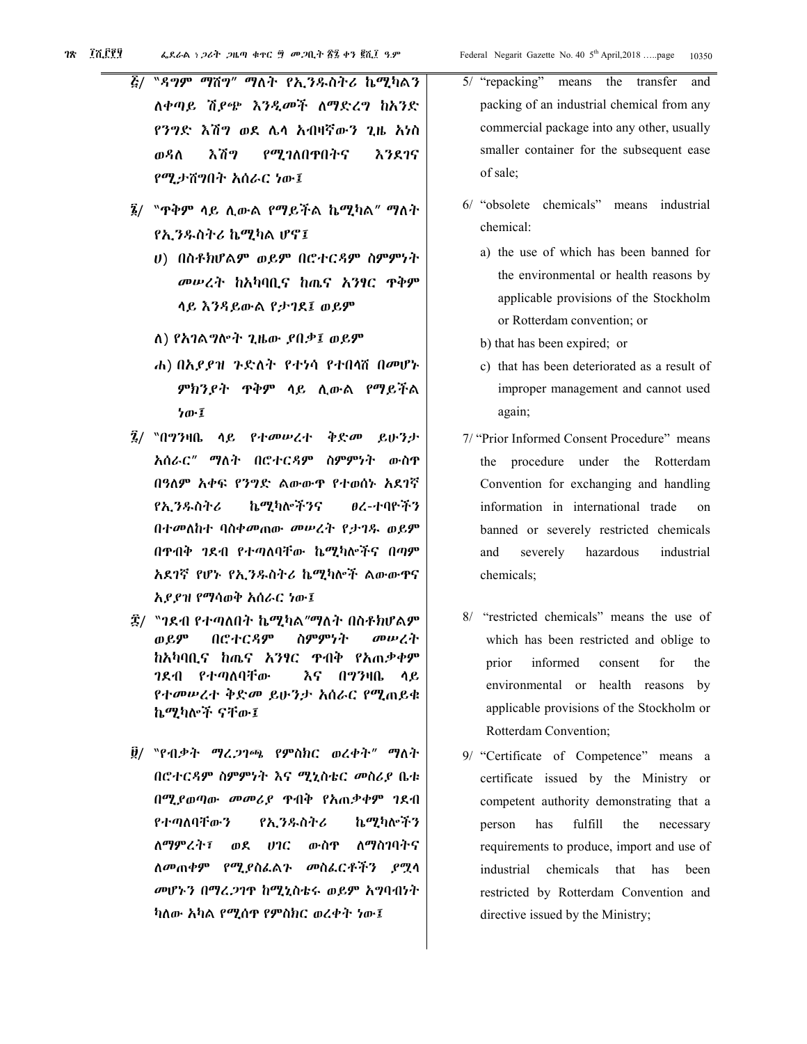፭/ "ዳግም ማሸግ" ማለት የኢንዱስትሪ ኬሚካልን ለቀጣይ ሽያጭ እንዲመች ለማድረግ ከአንድ የንግድ እሽግ ወደ ሌላ አብዛኛውን ጊዜ አነስ ወዳለ እሽግ የሚገለበጥበትና እንደገና የሚታሸግበት አሰራር ነው፤

፮/ "ጥቅም ላይ ሊውል የማይችል ኬሚካል" ማለት የኢንዱስትሪ ኬሚካል ሆኖ፤

ሀ) በስቶክሆልም ወይም በሮተርዳም ስምምነት መሠረት ከአካባቢና ከጤና አንፃር ጥቅም ላይ እንዳይውል የታገደ፤ ወይም

ለ) የአገልግሎት ጊዜው ያበቃ፤ ወይም

ሐ) በአያያዝ ጉድለት የተነሳ የተበላሸ በመሆኑ ምክንያት ጥቅም ላይ ሊውል የማይችል ነው፤

፯/ "በግንዛቤ ላይ የተመሠረተ ቅድመ ይሁንታ አሰራር" ማለት በሮተርዳም ስምምነት ውስጥ በዓለም አቀፍ የንግድ ልውውጥ የተወሰኑ አደገኛ የኢንዱስትሪ ኬሚካሎችንና ፀረ-ተባዮችን በተመለከተ ባስቀመጠው መሠረት የታገዱ ወይም በጥብቅ ገደብ የተጣለባቸው ኬሚካሎችና በጣም አደገኛ የሆኑ የኢንዱስትሪ ኬሚካሎች ልውውጥና አያያዝ የማሳወቅ አሰራር ነው፤

፰/ "ገደብ የተጣለበት ኬሚካል"ማለት በስቶክሆልም ወይም በሮተርዳም ስምምነት መሠረት ከአካባቢና ከጤና አንፃር ጥብቅ የአጠቃቀም ገደብ የተጣለባቸው እና በግንዛቤ ላይ የተመሠረተ ቅድመ ይሁንታ አሰራር የሚጠይቁ ኬሚካሎች ናቸው፤

፱/ "የብቃት ማረጋገጫ የምስክር ወረቀት" ማለት በሮተርዳም ስምምነት እና ሚኒስቴር መስሪያ ቤቱ በሚያወጣው መመሪያ ጥብቅ የአጠቃቀም ገደብ የተጣለባቸውን የኢንዱስትሪ ኬሚካሎችን ለማምረት፣ ወደ ሀገር ውስጥ ለማስገባትና ለመጠቀም የሚያስፈልጉ መስፈርቶችን ያሟላ መሆኑን በማረጋገጥ ከሚኒስቴሩ ወይም አግባብነት ካለው አካል የሚሰጥ የምስክር ወረቀት ነው፤

5/ "repacking" means the transfer and packing of an industrial chemical from any commercial package into any other, usually smaller container for the subsequent ease of sale;

6/ "obsolete chemicals" means industrial chemical:

a) the use of which has been banned for the environmental or health reasons by applicable provisions of the Stockholm or Rotterdam convention; or

b) that has been expired; or

c) that has been deteriorated as a result of improper management and cannot used again;

7/ "Prior Informed Consent Procedure" means the procedure under the Rotterdam Convention for exchanging and handling information in international trade on banned or severely restricted chemicals and severely hazardous industrial chemicals;

8/ "restricted chemicals" means the use of which has been restricted and oblige to prior informed consent for the environmental or health reasons by applicable provisions of the Stockholm or Rotterdam Convention;

9/ "Certificate of Competence" means a certificate issued by the Ministry or competent authority demonstrating that a person has fulfill the necessary requirements to produce, import and use of industrial chemicals that has been restricted by Rotterdam Convention and directive issued by the Ministry;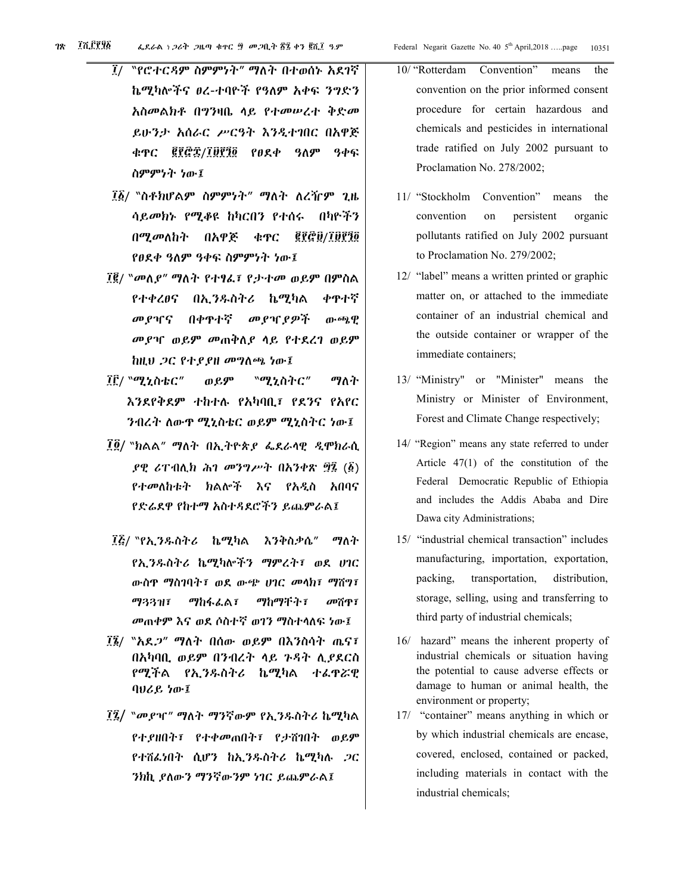፲/ "የሮተርዳም ስምምነት" ማለት በተወሰኑ አደገኛ ኬሚካሎችና ፀረ-ተባዮች የዓለም አቀፍ ንግድን አስመልክቶ በግንዛቤ ላይ የተመሠረተ ቅድመ ይሁንታ አሰራር ሥርዓት እንዲተገበር በአዋጅ ቁጥር ፪፻፸፰/፲፱፻፺፬ የፀደቀ ዓለም ዓቀፍ ስምምነት ነው፤

፲፩/ "ስቶክሆልም ስምምነት" ማለት ለረዥም ጊዜ ሳይመክኑ የሚቆዩ ከካርበን የተሰሩ በካዮችን በሚመለከት በአዋጅ ቁጥር ፪፻፸፱/፲፱፻፺፬ የፀደቀ ዓለም ዓቀፍ ስምምነት ነው፤

፲፪/ "መለያ" ማለት የተፃፈ፣ የታተመ ወይም በምስል የተቀረፀና በኢንዱስትሪ ኬሚካል ቀጥተኛ መያዣና በቀጥተኛ መያዣዎች ውጫዊ መያዣ ወይም መጠቅለያ ላይ የተደረገ ወይም ከዚህ ጋር የተያያዘ መግለጫ ነው፤

፲፫/ "ሚኒስቴር" ወይም "ሚኒስትር" ማለት እንደየቅደም ተከተሉ የአካባቢ፣ የደንና የአየር ንብረት ለውጥ ሚኒስቴር ወይም ሚኒስትር ነው፤

፲፬/ "ክልል" ማለት በኢትዮጵያ ፌደራላዊ ዲሞክራሲያዊ ሪፐብሊክ ሕገ መንግሥት በአንቀጽ ፵፯ (፩) የተመለከቱት ክልሎች እና የአዲስ አበባና የድሬደዋ የከተማ አስተዳደሮችን ይጨምራል፤

፲፭/ "የኢንዱስትሪ ኬሚካል እንቅስቃሴ" ማለት የኢንዱስትሪ ኬሚካሎችን ማምረት፣ ወደ ሀገር ውስጥ ማስገባት፣ ወደ ውጭ ሀገር መላክ፣ ማሸግ፣ ማጓጓዝ፣ ማከፋፈል፣ ማከማቸት፣ መሸጥ፣ መጠቀም እና ወደ ሶስተኛ ወገን ማስተላለፍ ነው፤

፲፮/ "አደጋ" ማለት በሰው ወይም በእንስሳት ጤና፣ በአካባቢ ወይም በንብረት ላይ ጉዳት ሊያደርስ የሚችል የኢንዱስትሪ ኬሚካል ተፈጥሯዊ ባህሪይ ነው፤

፲፯/ "መያዣ" ማለት ማንኛውም የኢንዱስትሪ ኬሚካል የተያዘበት፣ የተቀመጠበት፣ የታሸገበት ወይም የተሸፈነበት ሲሆን ከኢንዱስትሪ ኬሚካሉ ጋር ንክኪ ያለውን ማንኛውንም ነገር ይጨምራል፤

10/ "Rotterdam Convention" means the convention on the prior informed consent procedure for certain hazardous and chemicals and pesticides in international trade ratified on July 2002 pursuant to Proclamation No. 278/2002;

11/ "Stockholm Convention" means the convention on persistent organic pollutants ratified on July 2002 pursuant to Proclamation No. 279/2002;

12/ "label" means a written printed or graphic matter on, or attached to the immediate container of an industrial chemical and the outside container or wrapper of the immediate containers;

13/ "Ministry" or "Minister" means the Ministry or Minister of Environment, Forest and Climate Change respectively;

14/ "Region" means any state referred to under Article 47(1) of the constitution of the Federal Democratic Republic of Ethiopia and includes the Addis Ababa and Dire Dawa city Administrations;

15/ "industrial chemical transaction" includes manufacturing, importation, exportation, packing, transportation, distribution, storage, selling, using and transferring to third party of industrial chemicals;

16/ hazard" means the inherent property of industrial chemicals or situation having the potential to cause adverse effects or damage to human or animal health, the environment or property;

17/ "container" means anything in which or by which industrial chemicals are encase, covered, enclosed, contained or packed, including materials in contact with the industrial chemicals;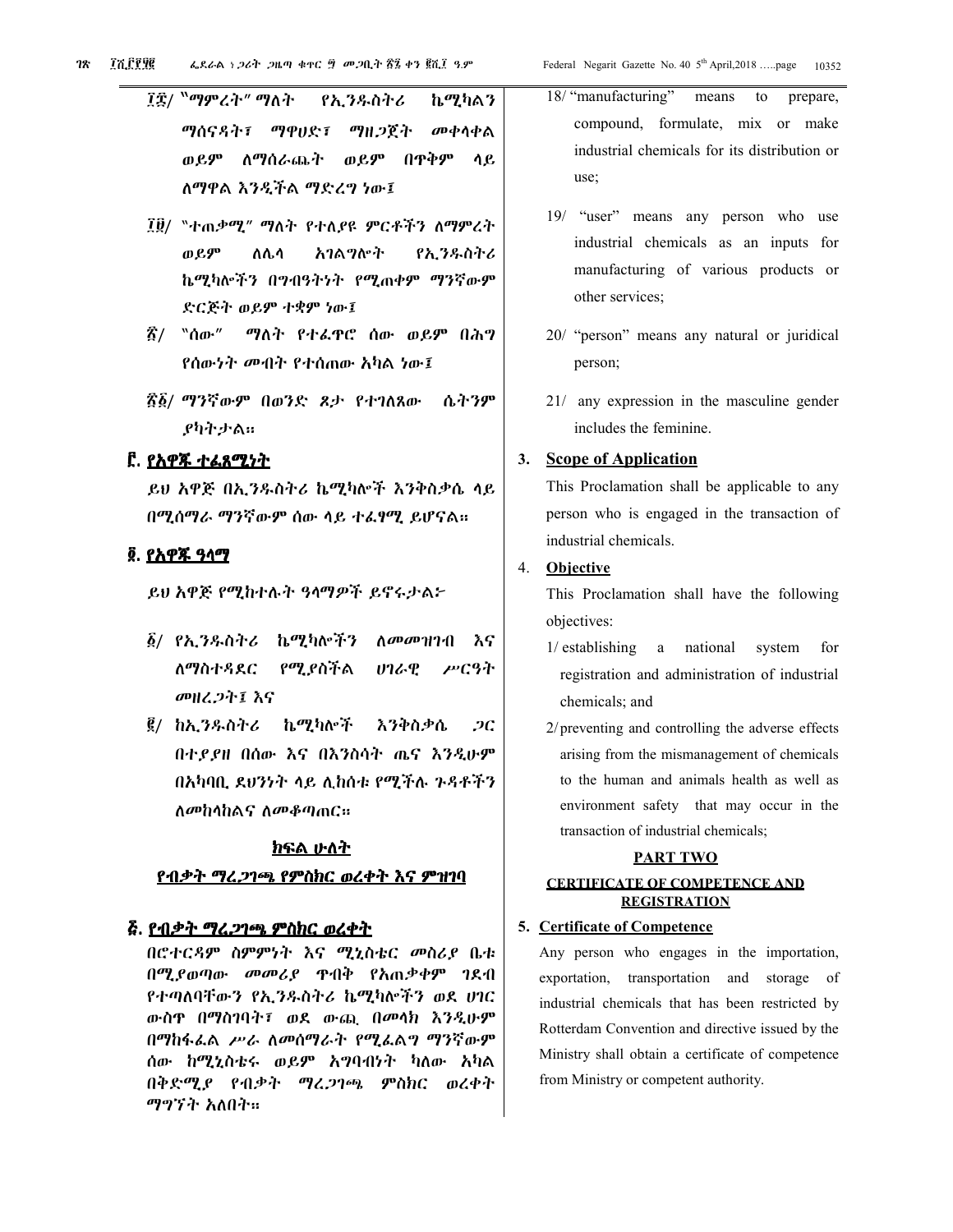፲፰/ "ማምረት" ማለት የኢንዱስትሪ ኬሚካልን ማሰናዳት፣ ማዋሀድ፣ ማዘጋጀት መቀላቀል ወይም ለማሰራጨት ወይም በጥቅም ላይ ለማዋል እንዲችል ማድረግ ነው፤

፲፱/ "ተጠቃሚ" ማለት የተለያዩ ምርቶችን ለማምረት ወይም ለሌላ አገልግሎት የኢንዱስትሪ ኬሚካሎችን በግብዓትነት የሚጠቀም ማንኛውም ድርጅት ወይም ተቋም ነው፤

፳/ "ሰው" ማለት የተፈጥሮ ሰው ወይም በሕግ የሰውነት መብት የተሰጠው አካል ነው፤

፳፩/ ማንኛውም በወንድ ጾታ የተገለጸው ሴትንም ያካትታል።

## ፫. የአዋጁ ተፈጻሚነት

ይህ አዋጅ በኢንዱስትሪ ኬሚካሎች እንቅስቃሴ ላይ በሚሰማራ ማንኛውም ሰው ላይ ተፈፃሚ ይሆናል።

## ፬. የአዋጁ ዓላማ

ይህ አዋጅ የሚከተሉት ዓላማዎች ይኖሩታል፦

፩/ የኢንዱስትሪ ኬሚካሎችን ለመመዝገብ እና ለማስተዳደር የሚያስችል ሀገራዊ ሥርዓት መዘረጋት፤ እና

፪/ ከኢንዱስትሪ ኬሚካሎች እንቅስቃሴ ጋር በተያያዘ በሰው እና በእንስሳት ጤና እንዲሁም በአካባቢ ደህንነት ላይ ሊከሰቱ የሚችሉ ጉዳቶችን ለመከላከልና ለመቆጣጠር።

## ክፍል ሁለት
## የብቃት ማረጋገጫ የምስክር ወረቀት እና ምዝገባ

## ፭. የብቃት ማረጋገጫ ምስክር ወረቀት

በሮተርዳም ስምምነት እና ሚኒስቴር መስሪያ ቤቱ በሚያወጣው መመሪያ ጥብቅ የአጠቃቀም ገደብ የተጣለባቸውን የኢንዱስትሪ ኬሚካሎችን ወደ ሀገር ውስጥ በማስገባት፣ ወደ ውጪ በመላክ እንዲሁም በማከፋፈል ሥራ ለመሰማራት የሚፈልግ ማንኛውም ሰው ከሚኒስቴሩ ወይም አግባብነት ካለው አካል በቅድሚያ የብቃት ማረጋገጫ ምስክር ወረቀት ማግኘት አለበት።

18/ "manufacturing" means to prepare, compound, formulate, mix or make industrial chemicals for its distribution or use;

19/ "user" means any person who use industrial chemicals as an inputs for manufacturing of various products or other services;

20/ "person" means any natural or juridical person;

21/ any expression in the masculine gender includes the feminine.

## 3. Scope of Application

This Proclamation shall be applicable to any person who is engaged in the transaction of industrial chemicals.

## 4. Objective

This Proclamation shall have the following objectives:

1/ establishing a national system for registration and administration of industrial chemicals; and

2/ preventing and controlling the adverse effects arising from the mismanagement of chemicals to the human and animals health as well as environment safety that may occur in the transaction of industrial chemicals;

## PART TWO
## CERTIFICATE OF COMPETENCE AND REGISTRATION

## 5. Certificate of Competence

Any person who engages in the importation, exportation, transportation and storage of industrial chemicals that has been restricted by Rotterdam Convention and directive issued by the Ministry shall obtain a certificate of competence from Ministry or competent authority.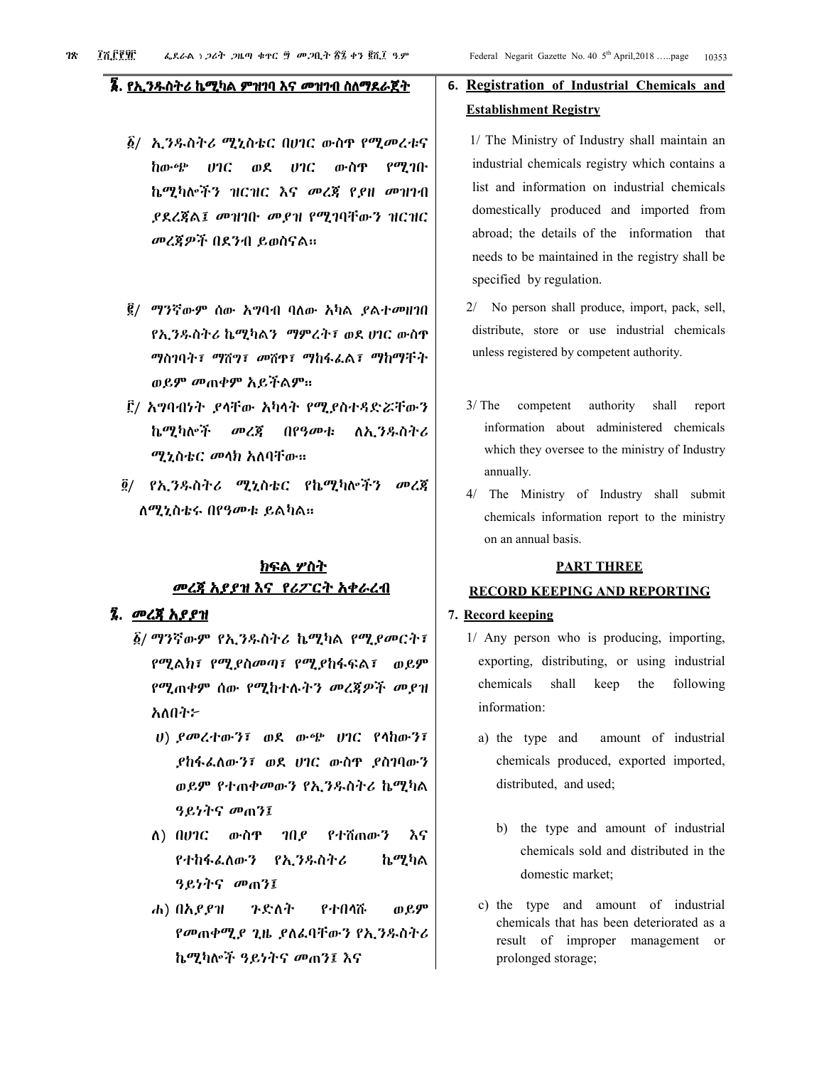## ፮. የኢንዱስትሪ ኬሚካል ምዝገባ እና መዝገብ ስለማደራጀት

፩/ ኢንዱስትሪ ሚኒስቴር በሀገር ውስጥ የሚመረቱና ከውጭ ሀገር ወደ ሀገር ውስጥ የሚገቡ ኬሚካሎችን ዝርዝር እና መረጃ የያዘ መዝገብ ያደረጃል፤ መዝገቡ መያዝ የሚገባቸውን ዝርዝር መረጃዎች በደንብ ይወሰናል።

፪/ ማንኛውም ሰው አግባብ ባለው አካል ያልተመዘገበ የኢንዱስትሪ ኬሚካልን ማምረት፣ ወደ ሀገር ውስጥ ማስገባት፣ ማሸግ፣ መሸጥ፣ ማከፋፈል፣ ማከማቸት ወይም መጠቀም አይችልም።

፫/ አግባብነት ያላቸው አካላት የሚያስተዳድሯቸውን ኬሚካሎች መረጃ በየዓመቱ ለኢንዱስትሪ ሚኒስቴር መላክ አለባቸው።

፬/ የኢንዱስትሪ ሚኒስቴር የኬሚካሎችን መረጃ ለሚኒስቴሩ በየዓመቱ ይልካል።

## ክፍል ሦስት
## መረጃ አያያዝ እና የሪፖርት አቀራረብ

### ፯. መረጃ አያያዝ

፩/ ማንኛውም የኢንዱስትሪ ኬሚካል የሚያመርት፣ የሚልክ፣ የሚያስመጣ፣ የሚያከፋፍል፣ ወይም የሚጠቀም ሰው የሚከተሉትን መረጃዎች መያዝ አለበት፦

ሀ) ያመረተውን፣ ወደ ውጭ ሀገር የላከውን፣ ያከፋፈለውን፣ ወደ ሀገር ውስጥ ያስገባውን ወይም የተጠቀመውን የኢንዱስትሪ ኬሚካል ዓይነትና መጠን፤

ለ) በሀገር ውስጥ ገበያ የተሸጠውን እና የተከፋፈለውን የኢንዱስትሪ ኬሚካል ዓይነትና መጠን፤

ሐ) በአያያዝ ጉድለት የተበላሹ ወይም የመጠቀሚያ ጊዜ ያለፈባቸውን የኢንዱስትሪ ኬሚካሎች ዓይነትና መጠን፤ እና

## 6. Registration of Industrial Chemicals and Establishment Registry

1/ The Ministry of Industry shall maintain an industrial chemicals registry which contains a list and information on industrial chemicals domestically produced and imported from abroad; the details of the information that needs to be maintained in the registry shall be specified by regulation.

2/ No person shall produce, import, pack, sell, distribute, store or use industrial chemicals unless registered by competent authority.

3/ The competent authority shall report information about administered chemicals which they oversee to the ministry of Industry annually.

4/ The Ministry of Industry shall submit chemicals information report to the ministry on an annual basis.

## PART THREE
## RECORD KEEPING AND REPORTING

### 7. Record keeping

1/ Any person who is producing, importing, exporting, distributing, or using industrial chemicals shall keep the following information:

a) the type and amount of industrial chemicals produced, exported imported, distributed, and used;

b) the type and amount of industrial chemicals sold and distributed in the domestic market;

c) the type and amount of industrial chemicals that has been deteriorated as a result of improper management or prolonged storage;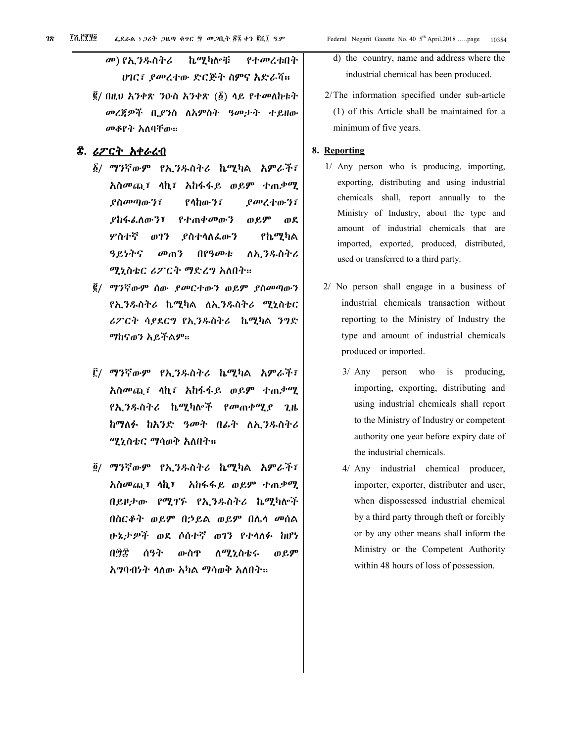መ) የኢንዱስትሪ ኬሚካሎቹ የተመረቱበት ሀገር፣ ያመረተው ድርጅት ስምና አድራሻ።

፪/ በዚህ አንቀጽ ንዑስ አንቀጽ (፩) ላይ የተመለከቱት መረጃዎች ቢያንስ ለአምስት ዓመታት ተይዘው መቆየት አለባቸው።

## ፰. ሪፖርት አቀራረብ

፩/ ማንኛውም የኢንዱስትሪ ኬሚካል አምራች፣ አስመጪ፣ ላኪ፣ አከፋፋይ ወይም ተጠቃሚ ያስመጣውን፣ የላከውን፣ ያመረተውን፣ ያከፋፈለውን፣ የተጠቀመውን ወይም ወደ ሦስተኛ ወገን ያስተላለፈውን የኬሚካል ዓይነትና መጠን በየዓመቱ ለኢንዱስትሪ ሚኒስቴር ሪፖርት ማድረግ አለበት።

፪/ ማንኛውም ሰው ያመርተውን ወይም ያስመጣውን የኢንዱስትሪ ኬሚካል ለኢንዱስትሪ ሚኒስቴር ሪፖርት ሳያደርግ የኢንዱስትሪ ኬሚካል ንግድ ማከናወን አይችልም።

፫/ ማንኛውም የኢንዱስትሪ ኬሚካል አምራች፣ አስመጪ፣ ላኪ፣ አከፋፋይ ወይም ተጠቃሚ የኢንዱስትሪ ኬሚካሎች የመጠቀሚያ ጊዜ ከማለፉ ከአንድ ዓመት በፊት ለኢንዱስትሪ ሚኒስቴር ማሳወቅ አለበት።

፬/ ማንኛውም የኢንዱስትሪ ኬሚካል አምራች፣ አስመጪ፣ ላኪ፣ አከፋፋይ ወይም ተጠቃሚ በይዞታው የሚገኙ የኢንዱስትሪ ኬሚካሎች በስርቆት ወይም በኃይል ወይም በሌላ መሰል ሁኔታዎች ወደ ሶስተኛ ወገን የተላለፉ ከሆነ በ፵፰ ሰዓት ውስጥ ለሚኒስቴሩ ወይም አግባብነት ላለው አካል ማሳወቅ አለበት።

d) the country, name and address where the industrial chemical has been produced.

2/ The information specified under sub-article (1) of this Article shall be maintained for a minimum of five years.

## 8. Reporting

1/ Any person who is producing, importing, exporting, distributing and using industrial chemicals shall, report annually to the Ministry of Industry, about the type and amount of industrial chemicals that are imported, exported, produced, distributed, used or transferred to a third party.

2/ No person shall engage in a business of industrial chemicals transaction without reporting to the Ministry of Industry the type and amount of industrial chemicals produced or imported.

3/ Any person who is producing, importing, exporting, distributing and using industrial chemicals shall report to the Ministry of Industry or competent authority one year before expiry date of the industrial chemicals.

4/ Any industrial chemical producer, importer, exporter, distributer and user, when dispossessed industrial chemical by a third party through theft or forcibly or by any other means shall inform the Ministry or the Competent Authority within 48 hours of loss of possession.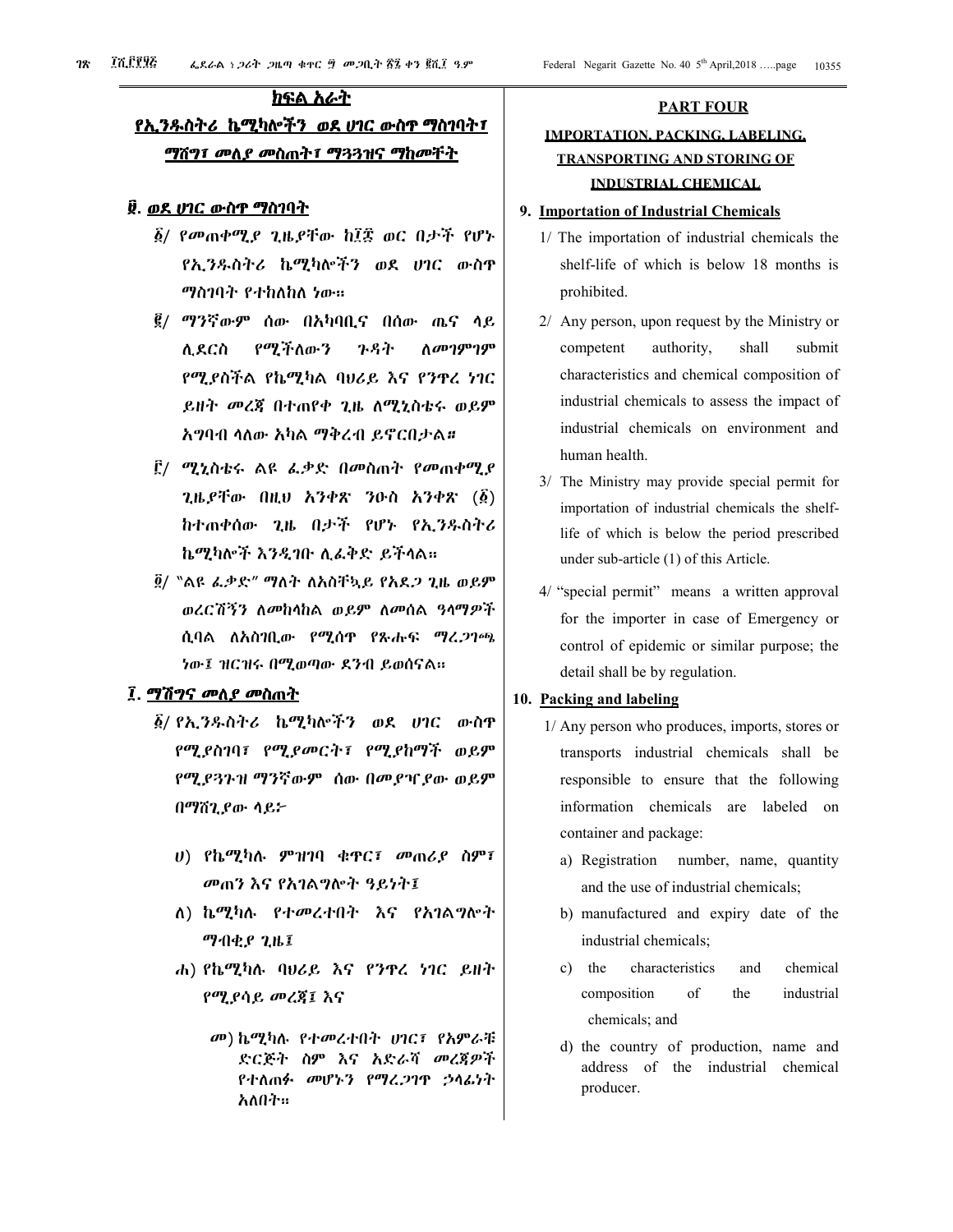## ክፍል አራት

## የኢንዱስትሪ ኬሚካሎችን ወደ ሀገር ውስጥ ማስገባት፣ ማሸግ፣ መለያ መስጠት፣ ማጓጓዝና ማከመቸት

### ፱. ወደ ሀገር ውስጥ ማስገባት

፩/ የመጠቀሚያ ጊዜያቸው ከ፲፰ ወር በታች የሆኑ የኢንዱስትሪ ኬሚካሎችን ወደ ሀገር ውስጥ ማስገባት የተከለከለ ነው።

፪/ ማንኛውም ሰው በአካባቢና በሰው ጤና ላይ ሊደርስ የሚችለውን ጉዳት ለመገምገም የሚያስችል የኬሚካል ባህሪይ እና የንጥረ ነገር ይዘት መረጃ በተጠየቀ ጊዜ ለሚኒስቴሩ ወይም አግባብ ላለው አካል ማቅረብ ይኖርበታል።

፫/ ሚኒስቴሩ ልዩ ፈቃድ በመስጠት የመጠቀሚያ ጊዜያቸው በዚህ አንቀጽ ንዑስ አንቀጽ (፩) ከተጠቀሰው ጊዜ በታች የሆኑ የኢንዱስትሪ ኬሚካሎች እንዲገቡ ሊፈቅድ ይችላል።

፬/ "ልዩ ፈቃድ" ማለት ለአስቸኳይ የአደጋ ጊዜ ወይም ወረርሽኝን ለመከላከል ወይም ለመሰል ዓላማዎች ሲባል ለአስገቢው የሚሰጥ የጽሑፍ ማረጋገጫ ነው፤ ዝርዝሩ በሚወጣው ደንብ ይወሰናል።

### ፲. ማሸግና መለያ መስጠት

፩/ የኢንዱስትሪ ኬሚካሎችን ወደ ሀገር ውስጥ የሚያስገባ፣ የሚያመርት፣ የሚያከማች ወይም የሚያጓጉዝ ማንኛውም ሰው በመያዣው ወይም በማሸጊያው ላይ፦

ሀ) የኬሚካሉ ምዝገባ ቁጥር፣ መጠሪያ ስም፣ መጠን እና የአገልግሎት ዓይነት፤

ለ) ኬሚካሉ የተመረተበት እና የአገልግሎት ማብቂያ ጊዜ፤

ሐ) የኬሚካሉ ባህሪይ እና የንጥረ ነገር ይዘት የሚያሳይ መረጃ፤ እና

መ) ኬሚካሉ የተመረተበት ሀገር፣ የአምራቹ ድርጅት ስም እና አድራሻ መረጃዎች የተለጠፉ መሆኑን የማረጋገጥ ኃላፊነት አለበት።

## PART FOUR

## IMPORTATION, PACKING, LABELING, TRANSPORTING AND STORING OF INDUSTRIAL CHEMICAL

### 9. Importation of Industrial Chemicals

1/ The importation of industrial chemicals the shelf-life of which is below 18 months is prohibited.

2/ Any person, upon request by the Ministry or competent authority, shall submit characteristics and chemical composition of industrial chemicals to assess the impact of industrial chemicals on environment and human health.

3/ The Ministry may provide special permit for importation of industrial chemicals the shelf-life of which is below the period prescribed under sub-article (1) of this Article.

4/ "special permit" means a written approval for the importer in case of Emergency or control of epidemic or similar purpose; the detail shall be by regulation.

### 10. Packing and labeling

1/ Any person who produces, imports, stores or transports industrial chemicals shall be responsible to ensure that the following information chemicals are labeled on container and package:

a) Registration number, name, quantity and the use of industrial chemicals;

b) manufactured and expiry date of the industrial chemicals;

c) the characteristics and chemical composition of the industrial chemicals; and

d) the country of production, name and address of the industrial chemical producer.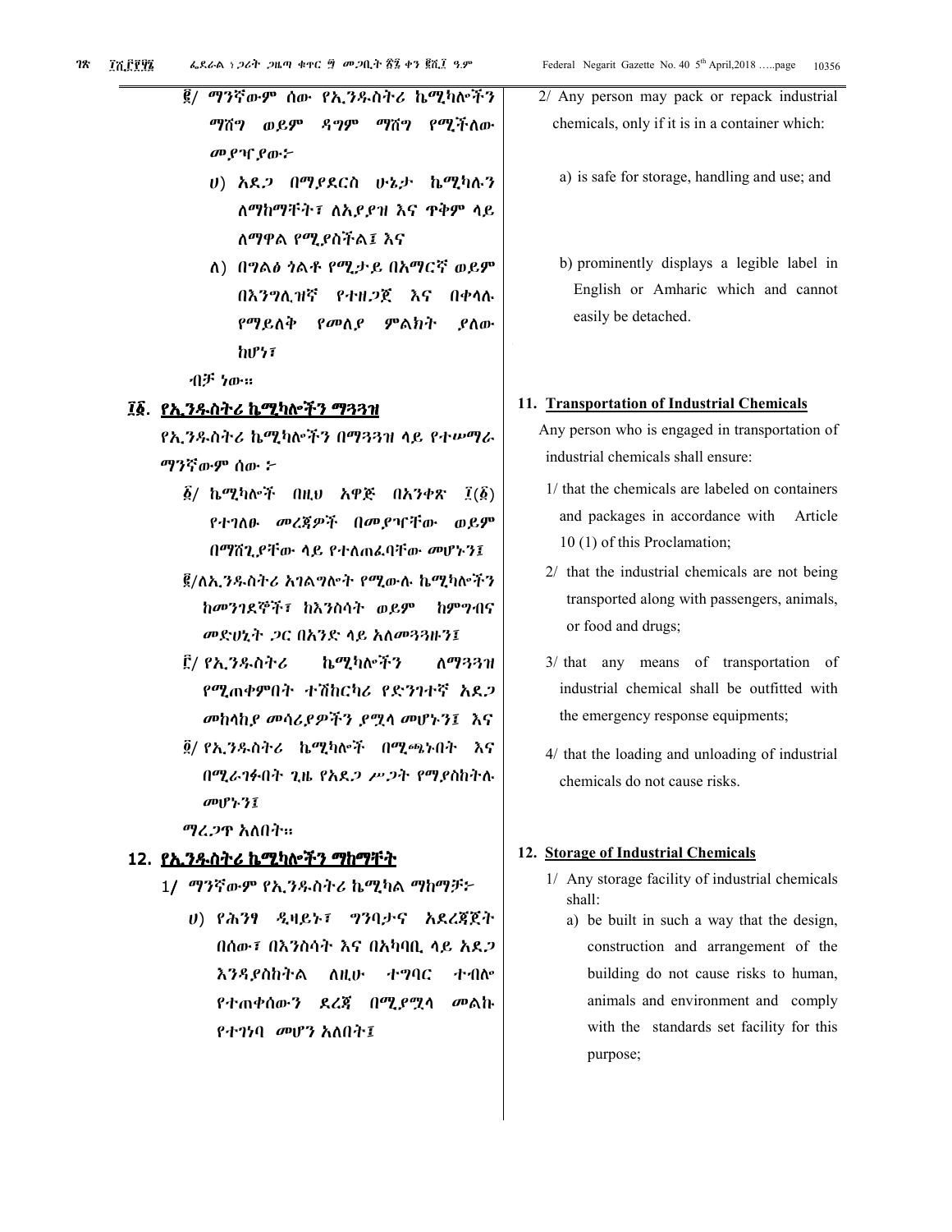፪/ ማንኛውም ሰው የኢንዱስትሪ ኬሚካሎችን ማሸግ ወይም ዳግም ማሸግ የሚችለው መያዣ ያው፦

ሀ) አደጋ በማያደርስ ሁኔታ ኬሚካሉን ለማከማቸት፣ ለአያያዝ እና ጥቅም ላይ ለማዋል የሚያስችል፤ እና

ለ) በግልፅ ጎልቶ የሚታይ በአማርኛ ወይም በእንግሊዝኛ የተዘጋጀ እና በቀላሉ የማይለቅ የመለያ ምልክት ያለው ከሆነ፣

ብቻ ነው።

## ፲፩. የኢንዱስትሪ ኬሚካሎችን ማጓጓዝ

የኢንዱስትሪ ኬሚካሎችን በማጓጓዝ ላይ የተሠማራ ማንኛውም ሰው ፦

፩/ ኬሚካሎች በዚህ አዋጅ በአንቀጽ ፲(፩) የተገለፁ መረጃዎች በመያዣቸው ወይም በማሸጊያቸው ላይ የተለጠፈባቸው መሆኑን፤

፪/ለኢንዱስትሪ አገልግሎት የሚውሉ ኬሚካሎችን ከመንገደኞች፣ ከእንስሳት ወይም ከምግብና መድሀኒት ጋር በአንድ ላይ አለመጓጓዙን፤

፫/ የኢንዱስትሪ ኬሚካሎችን ለማጓጓዝ የሚጠቀምበት ተሽከርካሪ የድንገተኛ አደጋ መከላከያ መሳሪያዎችን ያሟላ መሆኑን፤ እና

፬/ የኢንዱስትሪ ኬሚካሎች በሚጫኑበት እና በሚራገፉበት ጊዜ የአደጋ ሥጋት የማያስከትሉ መሆኑን፤

ማረጋጥ አለበት።

## 12. የኢንዱስትሪ ኬሚካሎችን ማከማቸት

1/ ማንኛውም የኢንዱስትሪ ኬሚካል ማከማቻ፦

ሀ) የሕንፃ ዲዛይኑ፣ ግንባታና አደረጃጀት በሰው፣ በእንስሳት እና በአካባቢ ላይ አደጋ እንዳያስከትል ለዚሁ ተግባር ተብሎ የተጠቀሰውን ደረጃ በሚያሟላ መልኩ የተገነባ መሆን አለበት፤

2/ Any person may pack or repack industrial chemicals, only if it is in a container which:

a) is safe for storage, handling and use; and

b) prominently displays a legible label in English or Amharic which and cannot easily be detached.

## 11. Transportation of Industrial Chemicals

Any person who is engaged in transportation of industrial chemicals shall ensure:

1/ that the chemicals are labeled on containers and packages in accordance with Article 10 (1) of this Proclamation;

2/ that the industrial chemicals are not being transported along with passengers, animals, or food and drugs;

3/ that any means of transportation of industrial chemical shall be outfitted with the emergency response equipments;

4/ that the loading and unloading of industrial chemicals do not cause risks.

## 12. Storage of Industrial Chemicals

1/ Any storage facility of industrial chemicals shall:

a) be built in such a way that the design, construction and arrangement of the building do not cause risks to human, animals and environment and comply with the standards set facility for this purpose;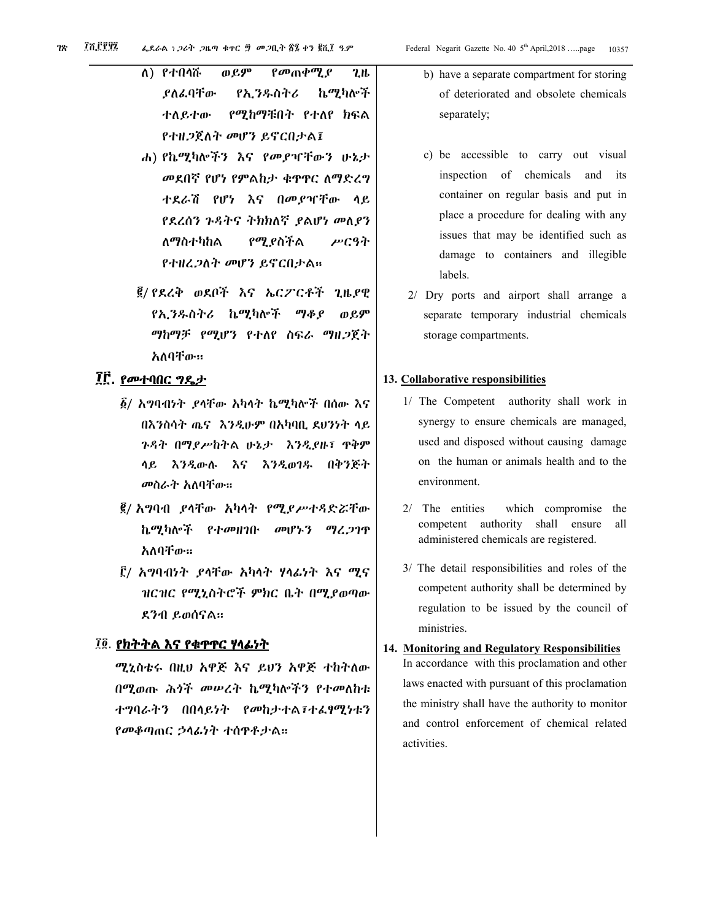ለ) የተበላሹ ወይም የመጠቀሚያ ጊዜ ያለፈባቸው የኢንዱስትሪ ኬሚካሎች ተለይተው የሚከማቹበት የተለየ ክፍል የተዘጋጀለት መሆን ይኖርበታል፤

ሐ) የኬሚካሎችን እና የመያዣቸውን ሁኔታ መደበኛ የሆነ የምልከታ ቁጥጥር ለማድረግ ተደራሽ የሆነ እና በመያዣቸው ላይ የደረሰን ጉዳትና ትክክለኛ ያልሆነ መለያን ለማስተካከል የሚያስችል ሥርዓት የተዘረጋለት መሆን ይኖርበታል።

፪/ የደረቅ ወደቦች እና ኤርፖርቶች ጊዜያዊ የኢንዱስትሪ ኬሚካሎች ማቆያ ወይም ማከማቻ የሚሆን የተለየ ስፍራ ማዘጋጀት አለባቸው።

## ፲፫. የመተባበር ግዴታ

፩/ አግባብነት ያላቸው አካላት ኬሚካሎች በሰው እና በእንስሳት ጤና እንዲሁም በአካባቢ ደህንነት ላይ ጉዳት በማያሥከትል ሁኔታ እንዲያዙ፣ ጥቅም ላይ እንዲውሉ እና እንዲወገዱ በቅንጅት መስራት አለባቸው።

፪/ አግባብ ያላቸው አካላት የሚያሥተዳድሯቸው ኬሚካሎች የተመዘገቡ መሆኑን ማረጋገጥ አለባቸው።

፫/ አግባብነት ያላቸው አካላት ሃላፊነት እና ሚና ዝርዝር የሚኒስትሮች ምክር ቤት በሚያወጣው ደንብ ይወሰናል።

## ፲፬. የክትትል እና የቁጥጥር ሃላፊነት

ሚኒስቴሩ በዚህ አዋጅ እና ይህን አዋጅ ተከትለው በሚወጡ ሕጎች መሠረት ኬሚካሎችን የተመለከቱ ተግባራትን በበላይነት የመከታተል፣ተፈፃሚነቱን የመቆጣጠር ኃላፊነት ተሰጥቶታል።

b) have a separate compartment for storing of deteriorated and obsolete chemicals separately;

c) be accessible to carry out visual inspection of chemicals and its container on regular basis and put in place a procedure for dealing with any issues that may be identified such as damage to containers and illegible labels.

2/ Dry ports and airport shall arrange a separate temporary industrial chemicals storage compartments.

## 13. Collaborative responsibilities

1/ The Competent authority shall work in synergy to ensure chemicals are managed, used and disposed without causing damage on the human or animals health and to the environment.

2/ The entities which compromise the competent authority shall ensure all administered chemicals are registered.

3/ The detail responsibilities and roles of the competent authority shall be determined by regulation to be issued by the council of ministries.

## 14. Monitoring and Regulatory Responsibilities

In accordance with this proclamation and other laws enacted with pursuant of this proclamation the ministry shall have the authority to monitor and control enforcement of chemical related activities.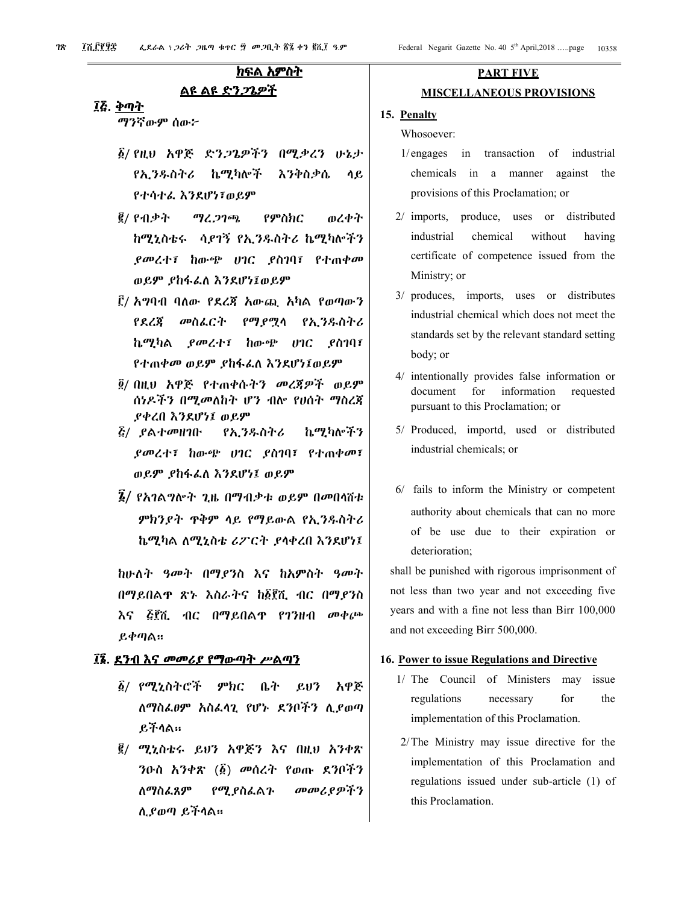## ክፍል አምስት

## ልዩ ልዩ ድንጋጌዎች

### ፲፭. ቅጣት

ማንኛውም ሰው፦

፩/ የዚህ አዋጅ ድንጋጌዎችን በሚቃረን ሁኔታ የኢንዱስትሪ ኬሚካሎች እንቅስቃሴ ላይ የተሳተፈ እንደሆነ፣ወይም

፪/ የብቃት ማረጋገጫ የምስክር ወረቀት ከሚኒስቴሩ ሳያገኝ የኢንዱስትሪ ኬሚካሎችን ያመረተ፣ ከውጭ ሀገር ያስገባ፣ የተጠቀመ ወይም ያከፋፈለ እንደሆነ፤ወይም

፫/ አግባብ ባለው የደረጃ አውጪ አካል የወጣውን የደረጃ መስፈርት የማያሟላ የኢንዱስትሪ ኬሚካል ያመረተ፣ ከውጭ ሀገር ያስገባ፣ የተጠቀመ ወይም ያከፋፈለ እንደሆነ፤ወይም

፬/ በዚህ አዋጅ የተጠቀሱትን መረጃዎች ወይም ሰነዶችን በሚመለከት ሆን ብሎ የሀሰት ማስረጃ ያቀረበ እንደሆነ፤ ወይም

፭/ ያልተመዘገቡ የኢንዱስትሪ ኬሚካሎችን ያመረተ፣ ከውጭ ሀገር ያስገባ፣ የተጠቀመ፣ ወይም ያከፋፈለ እንደሆነ፤ ወይም

፮/ የአገልግሎት ጊዜ በማብቃቱ ወይም በመበላሸቱ ምክንያት ጥቅም ላይ የማይውል የኢንዱስትሪ ኬሚካል ለሚኒስቴ ሪፖርት ያላቀረበ እንደሆነ፤

ከሁለት ዓመት በማያንስ እና ከአምስት ዓመት በማይበልጥ ጽኑ እስራትና ከ፩፻ሺ ብር በማያንስ እና ፭፻ሺ ብር በማይበልጥ የገንዘብ መቀጮ ይቀጣል።

### ፲፮. ደንብ እና መመሪያ የማውጣት ሥልጣን

፩/ የሚኒስትሮች ምክር ቤት ይህን አዋጅ ለማስፈፀም አስፈላጊ የሆኑ ደንቦችን ሊያወጣ ይችላል።

፪/ ሚኒስቴሩ ይህን አዋጅን እና በዚህ አንቀጽ ንዑስ አንቀጽ (፩) መሰረት የወጡ ደንቦችን ለማስፈጸም የሚያስፈልጉ መመሪያዎችን ሊያወጣ ይችላል።

## PART FIVE

## MISCELLANEOUS PROVISIONS

### 15. Penalty

Whosoever:

1/ engages in transaction of industrial chemicals in a manner against the provisions of this Proclamation; or

2/ imports, produce, uses or distributed industrial chemical without having certificate of competence issued from the Ministry; or

3/ produces, imports, uses or distributes industrial chemical which does not meet the standards set by the relevant standard setting body; or

4/ intentionally provides false information or document for information requested pursuant to this Proclamation; or

5/ Produced, importd, used or distributed industrial chemicals; or

6/ fails to inform the Ministry or competent authority about chemicals that can no more of be use due to their expiration or deterioration;

shall be punished with rigorous imprisonment of not less than two year and not exceeding five years and with a fine not less than Birr 100,000 and not exceeding Birr 500,000.

### 16. Power to issue Regulations and Directive

1/ The Council of Ministers may issue regulations necessary for the implementation of this Proclamation.

2/ The Ministry may issue directive for the implementation of this Proclamation and regulations issued under sub-article (1) of this Proclamation.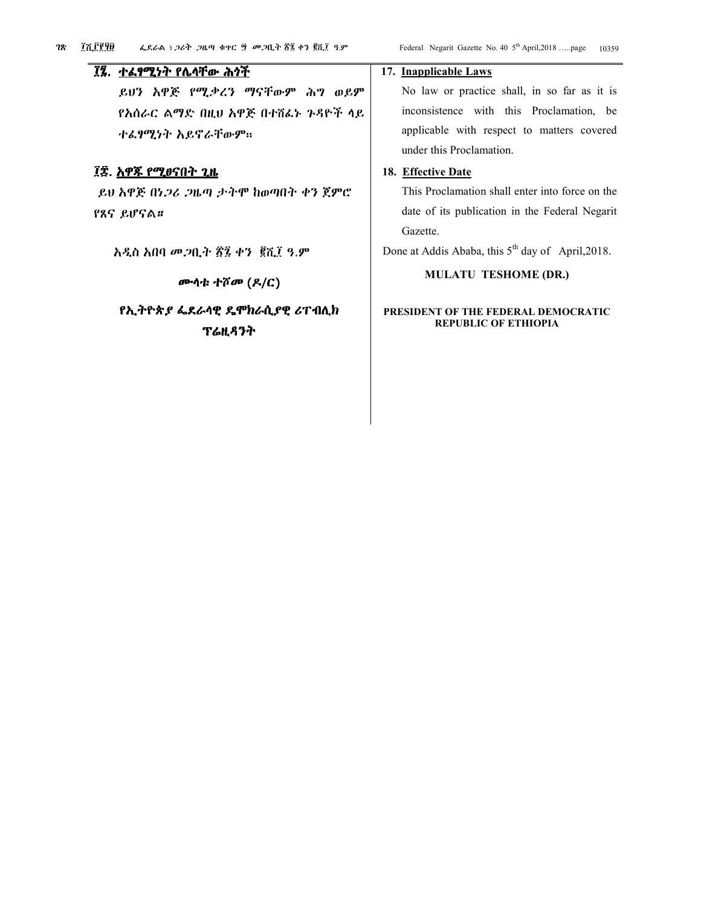**፲፯. ተፈፃሚነት የሌላቸው ሕጎች**

ይህን አዋጅ የሚቃረን ማናቸውም ሕግ ወይም የአሰራር ልማድ በዚህ አዋጅ በተሸፈኑ ጉዳዮች ላይ ተፈፃሚነት አይኖራቸውም፡፡

**፲፰. አዋጁ የሚፀናበት ጊዜ**

ይህ አዋጅ በነጋሪ ጋዜጣ ታትሞ ከወጣበት ቀን ጀምሮ የጸና ይሆናል፡፡

አዲስ አበባ መጋቢት ፳፯ ቀን ፪ሺ፲ ዓ.ም

**ሙላቱ ተሾመ (ዶ/ር)**

**የኢትዮጵያ ፌደራላዊ ዴሞክራሲያዊ ሪፐብሊክ ፕሬዚዳንት**

**17. Inapplicable Laws**

No law or practice shall, in so far as it is inconsistence with this Proclamation, be applicable with respect to matters covered under this Proclamation.

**18. Effective Date**

This Proclamation shall enter into force on the date of its publication in the Federal Negarit Gazette.

Done at Addis Ababa, this 5th day of April,2018.

**MULATU TESHOME (DR.)**

**PRESIDENT OF THE FEDERAL DEMOCRATIC REPUBLIC OF ETHIOPIA**